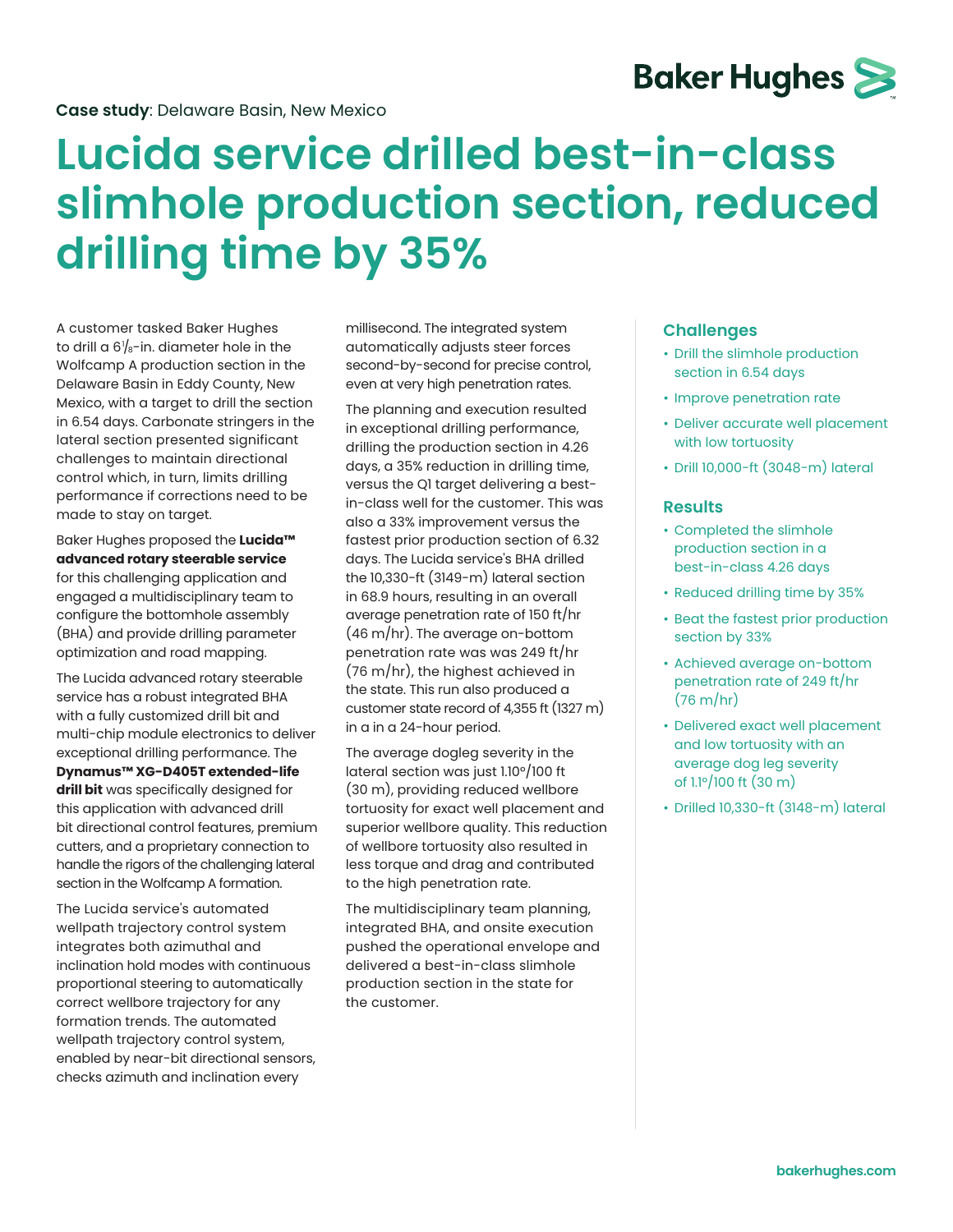**Case study**: Delaware Basin, New Mexico

# Lucida service drilled best-in-class slimhole production section, reduced drilling time by 35%

A customer tasked Baker Hughes to drill a 6$^{1}/_{8}$-in. diameter hole in the Wolfcamp A production section in the Delaware Basin in Eddy County, New Mexico, with a target to drill the section in 6.54 days. Carbonate stringers in the lateral section presented significant challenges to maintain directional control which, in turn, limits drilling performance if corrections need to be made to stay on target.

Baker Hughes proposed the **Lucida™ advanced rotary steerable service** for this challenging application and engaged a multidisciplinary team to configure the bottomhole assembly (BHA) and provide drilling parameter optimization and road mapping.

The Lucida advanced rotary steerable service has a robust integrated BHA with a fully customized drill bit and multi-chip module electronics to deliver exceptional drilling performance. The **Dynamus™ XG-D405T extended-life drill bit** was specifically designed for this application with advanced drill bit directional control features, premium cutters, and a proprietary connection to handle the rigors of the challenging lateral section in the Wolfcamp A formation.

The Lucida service's automated wellpath trajectory control system integrates both azimuthal and inclination hold modes with continuous proportional steering to automatically correct wellbore trajectory for any formation trends. The automated wellpath trajectory control system, enabled by near-bit directional sensors, checks azimuth and inclination every millisecond. The integrated system automatically adjusts steer forces second-by-second for precise control, even at very high penetration rates.

The planning and execution resulted in exceptional drilling performance, drilling the production section in 4.26 days, a 35% reduction in drilling time, versus the Q1 target delivering a best-in-class well for the customer. This was also a 33% improvement versus the fastest prior production section of 6.32 days. The Lucida service's BHA drilled the 10,330-ft (3149-m) lateral section in 68.9 hours, resulting in an overall average penetration rate of 150 ft/hr (46 m/hr). The average on-bottom penetration rate was was 249 ft/hr (76 m/hr), the highest achieved in the state. This run also produced a customer state record of 4,355 ft (1327 m) in a in a 24-hour period.

The average dogleg severity in the lateral section was just 1.10°/100 ft (30 m), providing reduced wellbore tortuosity for exact well placement and superior wellbore quality. This reduction of wellbore tortuosity also resulted in less torque and drag and contributed to the high penetration rate.

The multidisciplinary team planning, integrated BHA, and onsite execution pushed the operational envelope and delivered a best-in-class slimhole production section in the state for the customer.

## Challenges

- Drill the slimhole production section in 6.54 days
- Improve penetration rate
- Deliver accurate well placement with low tortuosity
- Drill 10,000-ft (3048-m) lateral

## Results

- Completed the slimhole production section in a best-in-class 4.26 days
- Reduced drilling time by 35%
- Beat the fastest prior production section by 33%
- Achieved average on-bottom penetration rate of 249 ft/hr (76 m/hr)
- Delivered exact well placement and low tortuosity with an average dog leg severity of 1.1°/100 ft (30 m)
- Drilled 10,330-ft (3148-m) lateral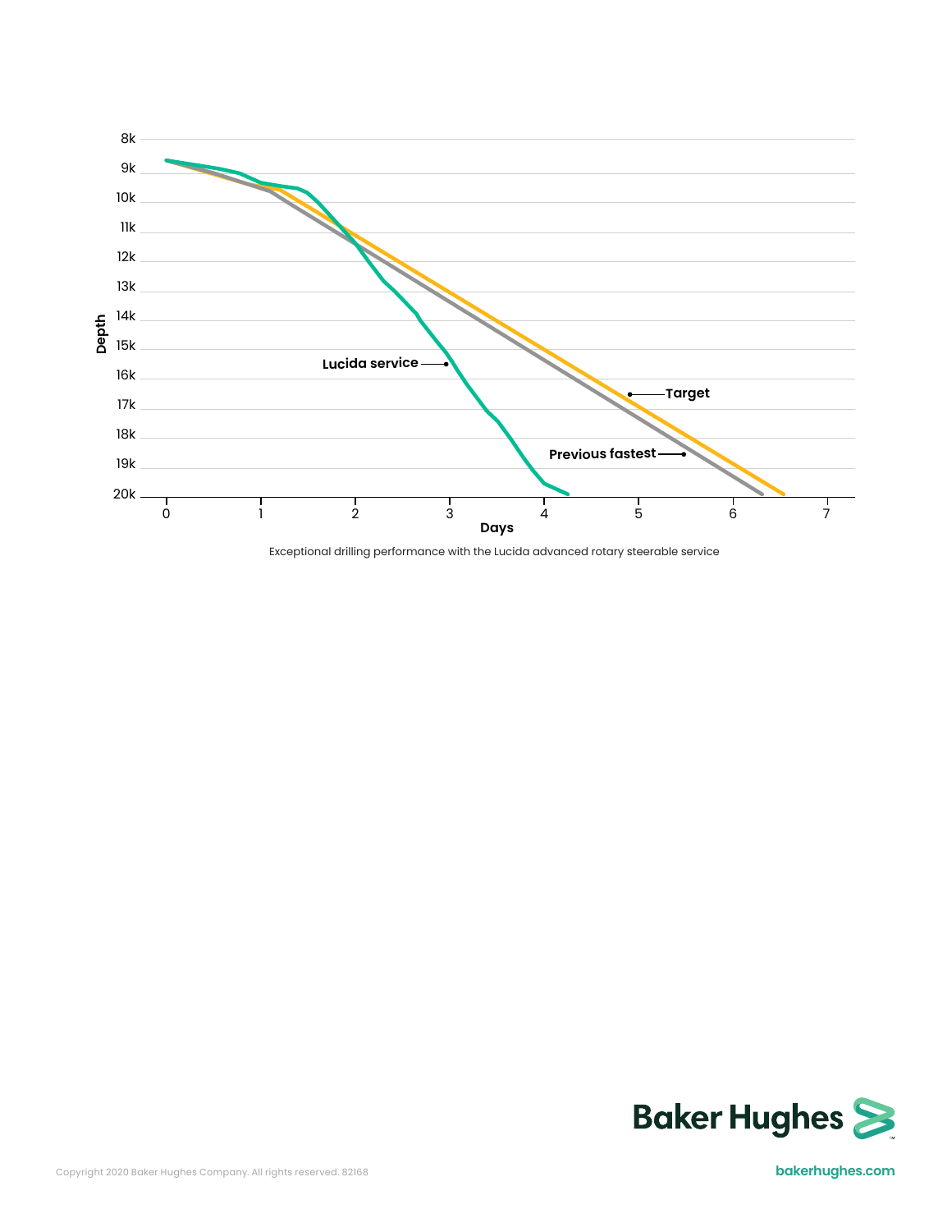Depth

8k
9k
10k
11k
12k
13k
14k
15k
16k
17k
18k
19k
20k

0
1
2
3
4
5
6
7

Days

Lucida service

Target

Previous fastest

Exceptional drilling performance with the Lucida advanced rotary steerable service

Copyright 2020 Baker Hughes Company. All rights reserved. 82168

bakerhughes.com